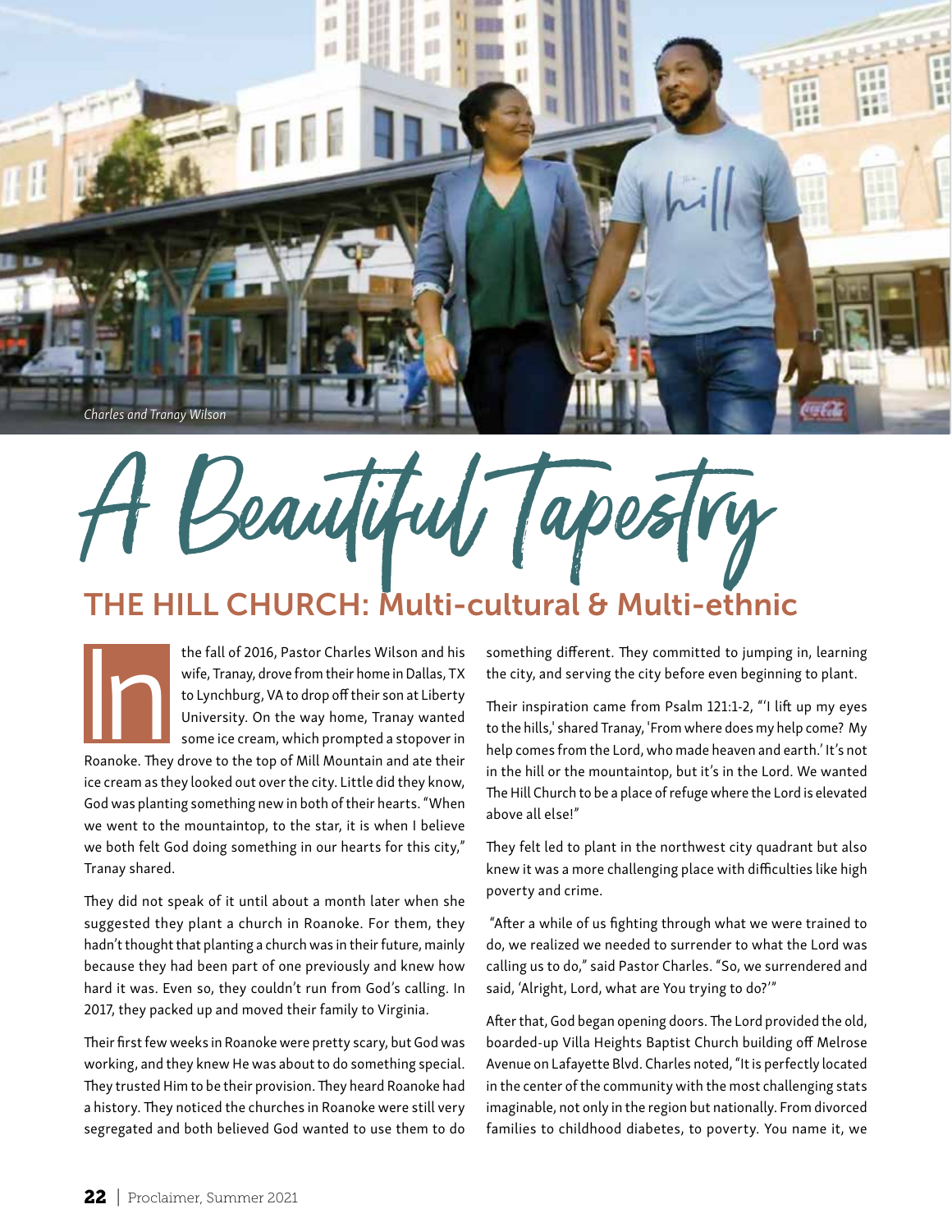Charles and Tranay Wilson

# A Beautiful Tapestry

## THE HILL CHURCH: Multi-cultural & Multi-ethnic

In the fall of 2016, Pastor Charles Wilson and his wife, Tranay, drove from their home in Dallas, TX to Lynchburg, VA to drop off their son at Liberty University. On the way home, Tranay wanted some ice cream, which prompted a stopover in Roanoke. They drove to the top of Mill Mountain and ate their ice cream as they looked out over the city. Little did they know, God was planting something new in both of their hearts. "When we went to the mountaintop, to the star, it is when I believe we both felt God doing something in our hearts for this city," Tranay shared.

They did not speak of it until about a month later when she suggested they plant a church in Roanoke. For them, they hadn't thought that planting a church was in their future, mainly because they had been part of one previously and knew how hard it was. Even so, they couldn't run from God's calling. In 2017, they packed up and moved their family to Virginia.

Their first few weeks in Roanoke were pretty scary, but God was working, and they knew He was about to do something special. They trusted Him to be their provision. They heard Roanoke had a history. They noticed the churches in Roanoke were still very segregated and both believed God wanted to use them to do something different. They committed to jumping in, learning the city, and serving the city before even beginning to plant.

Their inspiration came from Psalm 121:1-2, "'I lift up my eyes to the hills,' shared Tranay, 'From where does my help come? My help comes from the Lord, who made heaven and earth.' It's not in the hill or the mountaintop, but it's in the Lord. We wanted The Hill Church to be a place of refuge where the Lord is elevated above all else!"

They felt led to plant in the northwest city quadrant but also knew it was a more challenging place with difficulties like high poverty and crime.

"After a while of us fighting through what we were trained to do, we realized we needed to surrender to what the Lord was calling us to do," said Pastor Charles. "So, we surrendered and said, 'Alright, Lord, what are You trying to do?'"

After that, God began opening doors. The Lord provided the old, boarded-up Villa Heights Baptist Church building off Melrose Avenue on Lafayette Blvd. Charles noted, "It is perfectly located in the center of the community with the most challenging stats imaginable, not only in the region but nationally. From divorced families to childhood diabetes, to poverty. You name it, we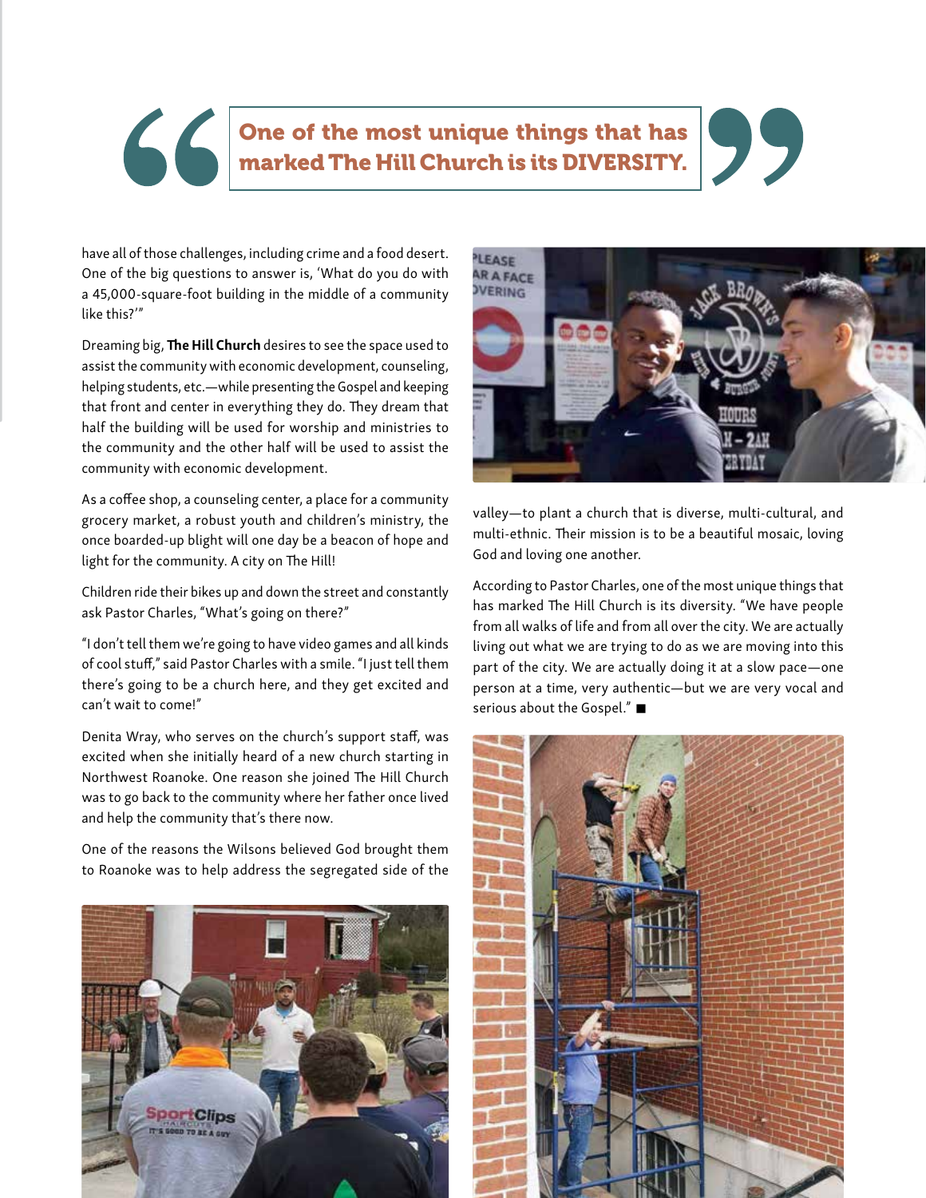> **One of the most unique things that has marked The Hill Church is its DIVERSITY.**

have all of those challenges, including crime and a food desert. One of the big questions to answer is, 'What do you do with a 45,000-square-foot building in the middle of a community like this?'"

Dreaming big, **The Hill Church** desires to see the space used to assist the community with economic development, counseling, helping students, etc.—while presenting the Gospel and keeping that front and center in everything they do. They dream that half the building will be used for worship and ministries to the community and the other half will be used to assist the community with economic development.

As a coffee shop, a counseling center, a place for a community grocery market, a robust youth and children's ministry, the once boarded-up blight will one day be a beacon of hope and light for the community. A city on The Hill!

Children ride their bikes up and down the street and constantly ask Pastor Charles, "What's going on there?"

"I don't tell them we're going to have video games and all kinds of cool stuff," said Pastor Charles with a smile. "I just tell them there's going to be a church here, and they get excited and can't wait to come!"

Denita Wray, who serves on the church's support staff, was excited when she initially heard of a new church starting in Northwest Roanoke. One reason she joined The Hill Church was to go back to the community where her father once lived and help the community that's there now.

One of the reasons the Wilsons believed God brought them to Roanoke was to help address the segregated side of the valley—to plant a church that is diverse, multi-cultural, and multi-ethnic. Their mission is to be a beautiful mosaic, loving God and loving one another.

According to Pastor Charles, one of the most unique things that has marked The Hill Church is its diversity. "We have people from all walks of life and from all over the city. We are actually living out what we are trying to do as we are moving into this part of the city. We are actually doing it at a slow pace—one person at a time, very authentic—but we are very vocal and serious about the Gospel." ■